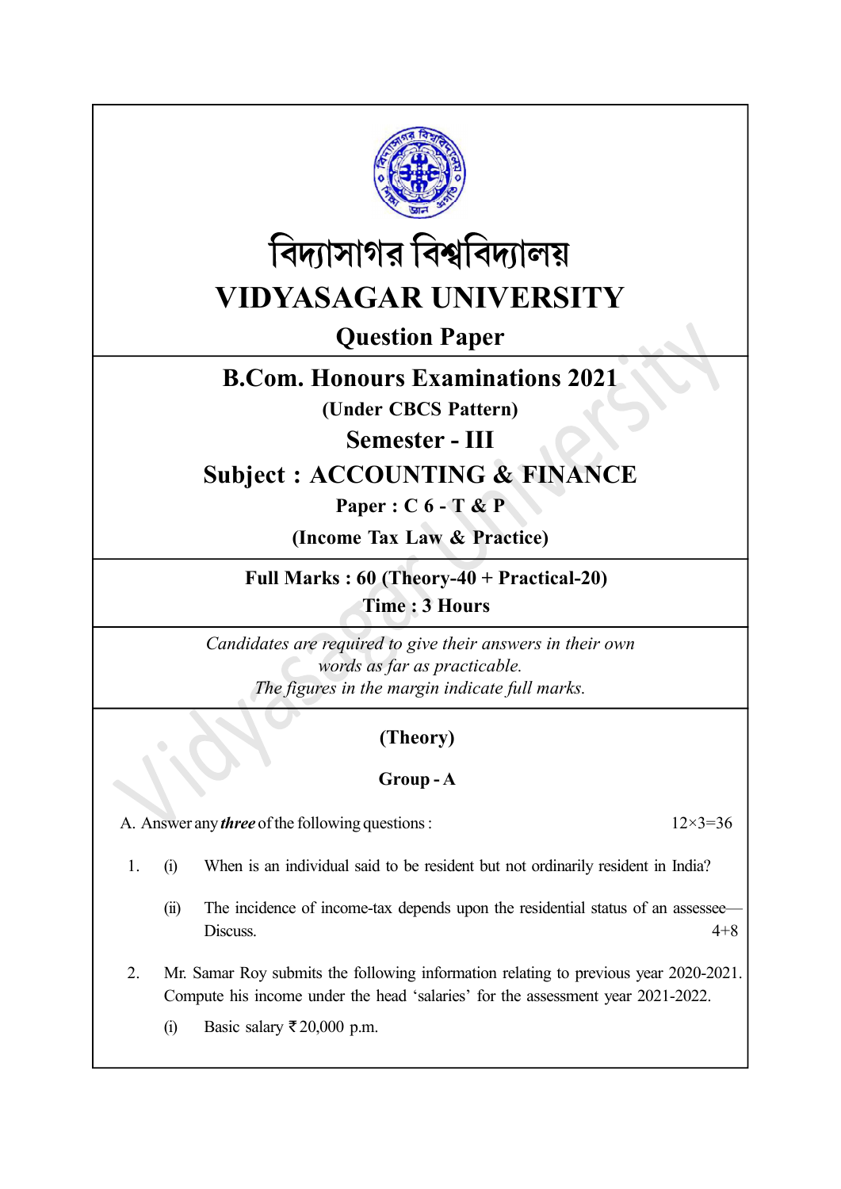বিদ্যাসাগর বিশ্ববিদ্যালয়

# VIDYASAGAR UNIVERSITY

## Question Paper

## B.Com. Honours Examinations 2021

**(Under CBCS Pattern)**

## Semester - III

## Subject : ACCOUNTING & FINANCE

**Paper : C 6 - T & P**

**(Income Tax Law & Practice)**

**Full Marks : 60 (Theory-40 + Practical-20)**

**Time : 3 Hours**

*Candidates are required to give their answers in their own words as far as practicable.*
*The figures in the margin indicate full marks.*

### (Theory)

### Group - A

A. Answer any ***three*** of the following questions : 12×3=36

1. (i) When is an individual said to be resident but not ordinarily resident in India?

   (ii) The incidence of income-tax depends upon the residential status of an assessee—Discuss. 4+8

2. Mr. Samar Roy submits the following information relating to previous year 2020-2021. Compute his income under the head 'salaries' for the assessment year 2021-2022.

   (i) Basic salary ₹ 20,000 p.m.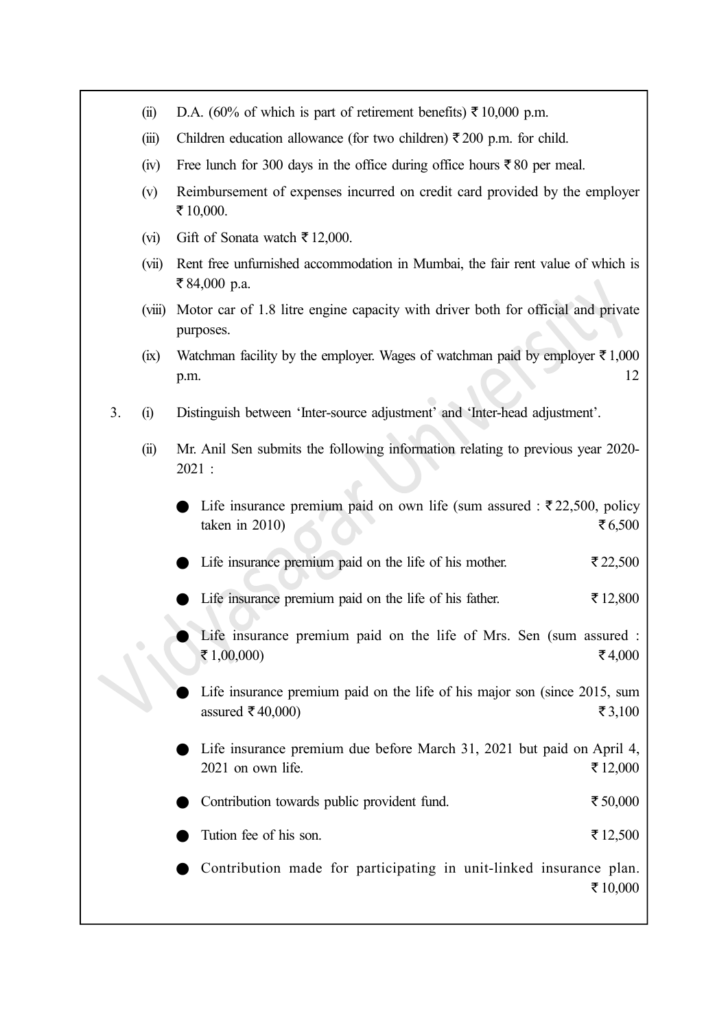(ii) D.A. (60% of which is part of retirement benefits) ₹ 10,000 p.m.

(iii) Children education allowance (for two children) ₹ 200 p.m. for child.

(iv) Free lunch for 300 days in the office during office hours ₹ 80 per meal.

(v) Reimbursement of expenses incurred on credit card provided by the employer ₹ 10,000.

(vi) Gift of Sonata watch ₹ 12,000.

(vii) Rent free unfurnished accommodation in Mumbai, the fair rent value of which is ₹ 84,000 p.a.

(viii) Motor car of 1.8 litre engine capacity with driver both for official and private purposes.

(ix) Watchman facility by the employer. Wages of watchman paid by employer ₹ 1,000 p.m. 12

3. (i) Distinguish between 'Inter-source adjustment' and 'Inter-head adjustment'.

(ii) Mr. Anil Sen submits the following information relating to previous year 2020-2021 :

- Life insurance premium paid on own life (sum assured : ₹ 22,500, policy taken in 2010) ₹ 6,500
- Life insurance premium paid on the life of his mother. ₹ 22,500
- Life insurance premium paid on the life of his father. ₹ 12,800
- Life insurance premium paid on the life of Mrs. Sen (sum assured : ₹ 1,00,000) ₹ 4,000
- Life insurance premium paid on the life of his major son (since 2015, sum assured ₹ 40,000) ₹ 3,100
- Life insurance premium due before March 31, 2021 but paid on April 4, 2021 on own life. ₹ 12,000
- Contribution towards public provident fund. ₹ 50,000
- Tution fee of his son. ₹ 12,500
- Contribution made for participating in unit-linked insurance plan. ₹ 10,000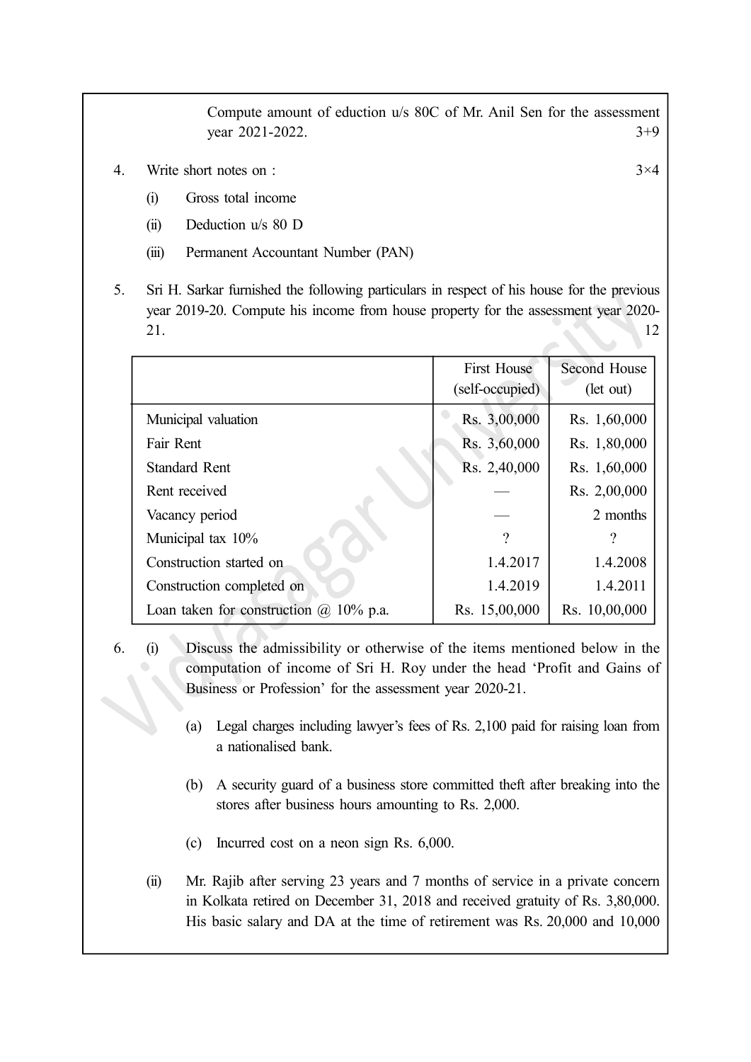Compute amount of eduction u/s 80C of Mr. Anil Sen for the assessment year 2021-2022. 3+9

4. Write short notes on : 3×4

   (i) Gross total income

   (ii) Deduction u/s 80 D

   (iii) Permanent Accountant Number (PAN)

5. Sri H. Sarkar furnished the following particulars in respect of his house for the previous year 2019-20. Compute his income from house property for the assessment year 2020-21. 12

| | First House (self-occupied) | Second House (let out) |
|---|---|---|
| Municipal valuation | Rs. 3,00,000 | Rs. 1,60,000 |
| Fair Rent | Rs. 3,60,000 | Rs. 1,80,000 |
| Standard Rent | Rs. 2,40,000 | Rs. 1,60,000 |
| Rent received | — | Rs. 2,00,000 |
| Vacancy period | — | 2 months |
| Municipal tax 10% | ? | ? |
| Construction started on | 1.4.2017 | 1.4.2008 |
| Construction completed on | 1.4.2019 | 1.4.2011 |
| Loan taken for construction @ 10% p.a. | Rs. 15,00,000 | Rs. 10,00,000 |

6. (i) Discuss the admissibility or otherwise of the items mentioned below in the computation of income of Sri H. Roy under the head 'Profit and Gains of Business or Profession' for the assessment year 2020-21.

   (a) Legal charges including lawyer's fees of Rs. 2,100 paid for raising loan from a nationalised bank.

   (b) A security guard of a business store committed theft after breaking into the stores after business hours amounting to Rs. 2,000.

   (c) Incurred cost on a neon sign Rs. 6,000.

   (ii) Mr. Rajib after serving 23 years and 7 months of service in a private concern in Kolkata retired on December 31, 2018 and received gratuity of Rs. 3,80,000. His basic salary and DA at the time of retirement was Rs. 20,000 and 10,000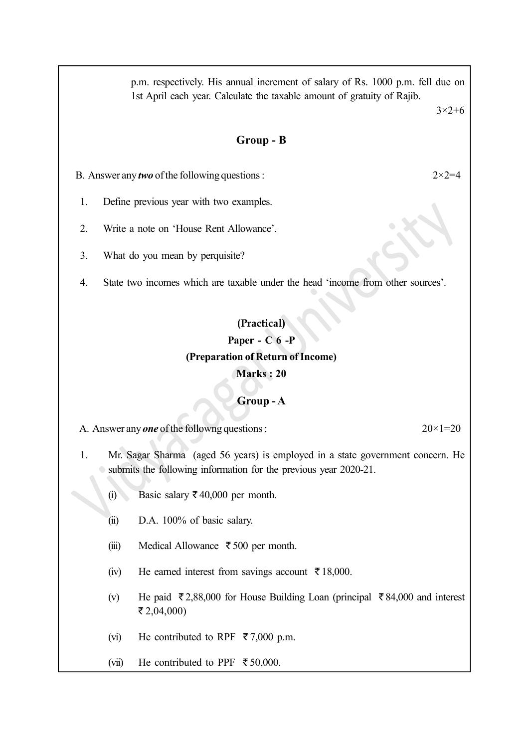p.m. respectively. His annual increment of salary of Rs. 1000 p.m. fell due on 1st April each year. Calculate the taxable amount of gratuity of Rajib.

3×2+6

## Group - B

B. Answer any ***two*** of the following questions : 2×2=4

1. Define previous year with two examples.
2. Write a note on 'House Rent Allowance'.
3. What do you mean by perquisite?
4. State two incomes which are taxable under the head 'income from other sources'.

## (Practical)

## Paper - C 6 -P

## (Preparation of Return of Income)

## Marks : 20

## Group - A

A. Answer any ***one*** of the followng questions : 20×1=20

1. Mr. Sagar Sharma (aged 56 years) is employed in a state government concern. He submits the following information for the previous year 2020-21.

   (i) Basic salary ₹ 40,000 per month.

   (ii) D.A. 100% of basic salary.

   (iii) Medical Allowance ₹ 500 per month.

   (iv) He earned interest from savings account ₹ 18,000.

   (v) He paid ₹ 2,88,000 for House Building Loan (principal ₹ 84,000 and interest ₹ 2,04,000)

   (vi) He contributed to RPF ₹ 7,000 p.m.

   (vii) He contributed to PPF ₹ 50,000.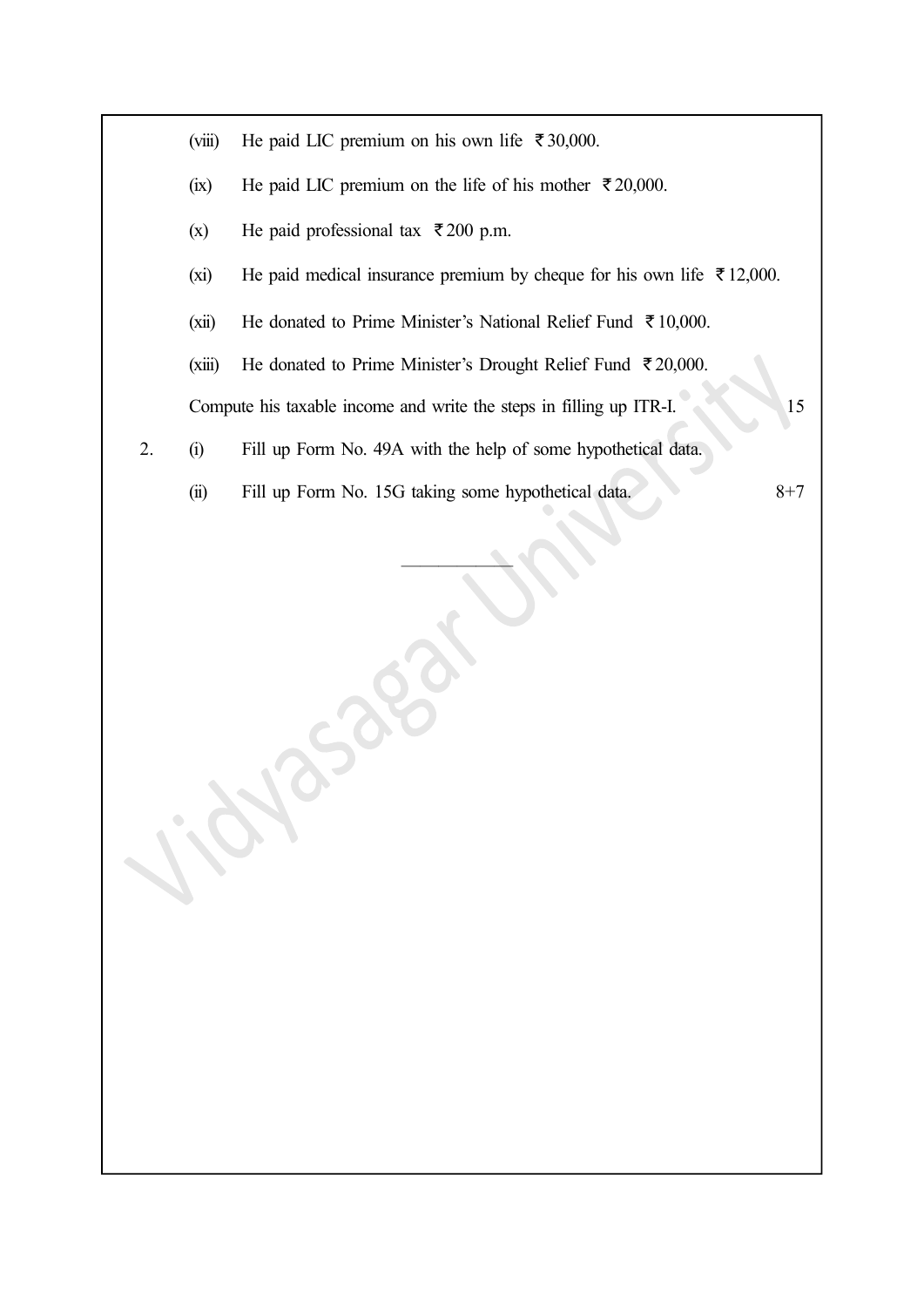(viii) He paid LIC premium on his own life ₹30,000.

(ix) He paid LIC premium on the life of his mother ₹20,000.

(x) He paid professional tax ₹200 p.m.

(xi) He paid medical insurance premium by cheque for his own life ₹12,000.

(xii) He donated to Prime Minister's National Relief Fund ₹10,000.

(xiii) He donated to Prime Minister's Drought Relief Fund ₹20,000.

Compute his taxable income and write the steps in filling up ITR-I. 15

2. (i) Fill up Form No. 49A with the help of some hypothetical data.

(ii) Fill up Form No. 15G taking some hypothetical data. 8+7

———————